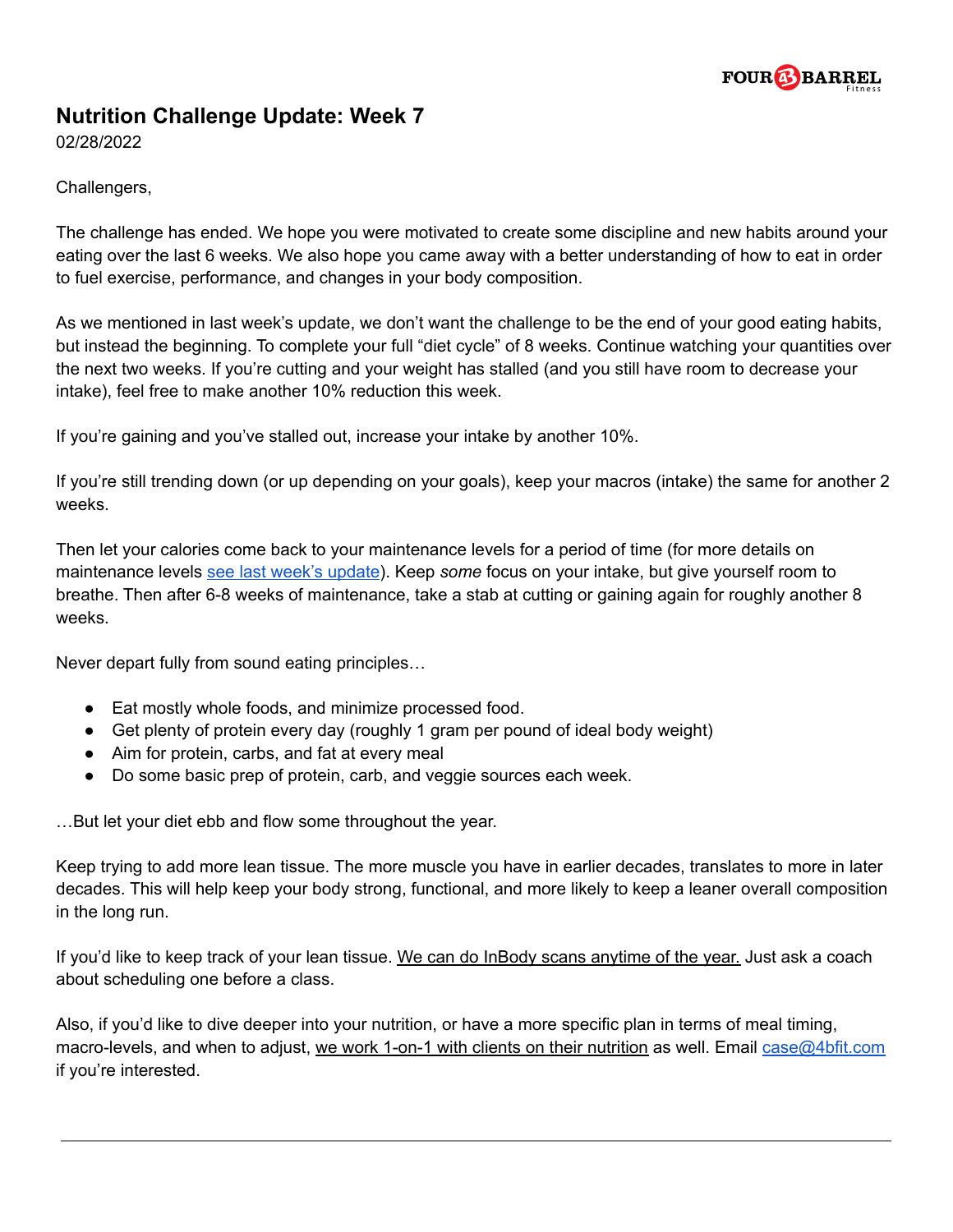# Nutrition Challenge Update: Week 7

02/28/2022

Challengers,

The challenge has ended. We hope you were motivated to create some discipline and new habits around your eating over the last 6 weeks. We also hope you came away with a better understanding of how to eat in order to fuel exercise, performance, and changes in your body composition.

As we mentioned in last week's update, we don't want the challenge to be the end of your good eating habits, but instead the beginning. To complete your full "diet cycle" of 8 weeks. Continue watching your quantities over the next two weeks. If you're cutting and your weight has stalled (and you still have room to decrease your intake), feel free to make another 10% reduction this week.

If you're gaining and you've stalled out, increase your intake by another 10%.

If you're still trending down (or up depending on your goals), keep your macros (intake) the same for another 2 weeks.

Then let your calories come back to your maintenance levels for a period of time (for more details on maintenance levels [see last week's update]). Keep *some* focus on your intake, but give yourself room to breathe. Then after 6-8 weeks of maintenance, take a stab at cutting or gaining again for roughly another 8 weeks.

Never depart fully from sound eating principles…

- Eat mostly whole foods, and minimize processed food.
- Get plenty of protein every day (roughly 1 gram per pound of ideal body weight)
- Aim for protein, carbs, and fat at every meal
- Do some basic prep of protein, carb, and veggie sources each week.

…But let your diet ebb and flow some throughout the year.

Keep trying to add more lean tissue. The more muscle you have in earlier decades, translates to more in later decades. This will help keep your body strong, functional, and more likely to keep a leaner overall composition in the long run.

If you'd like to keep track of your lean tissue. We can do InBody scans anytime of the year. Just ask a coach about scheduling one before a class.

Also, if you'd like to dive deeper into your nutrition, or have a more specific plan in terms of meal timing, macro-levels, and when to adjust, we work 1-on-1 with clients on their nutrition as well. Email case@4bfit.com if you're interested.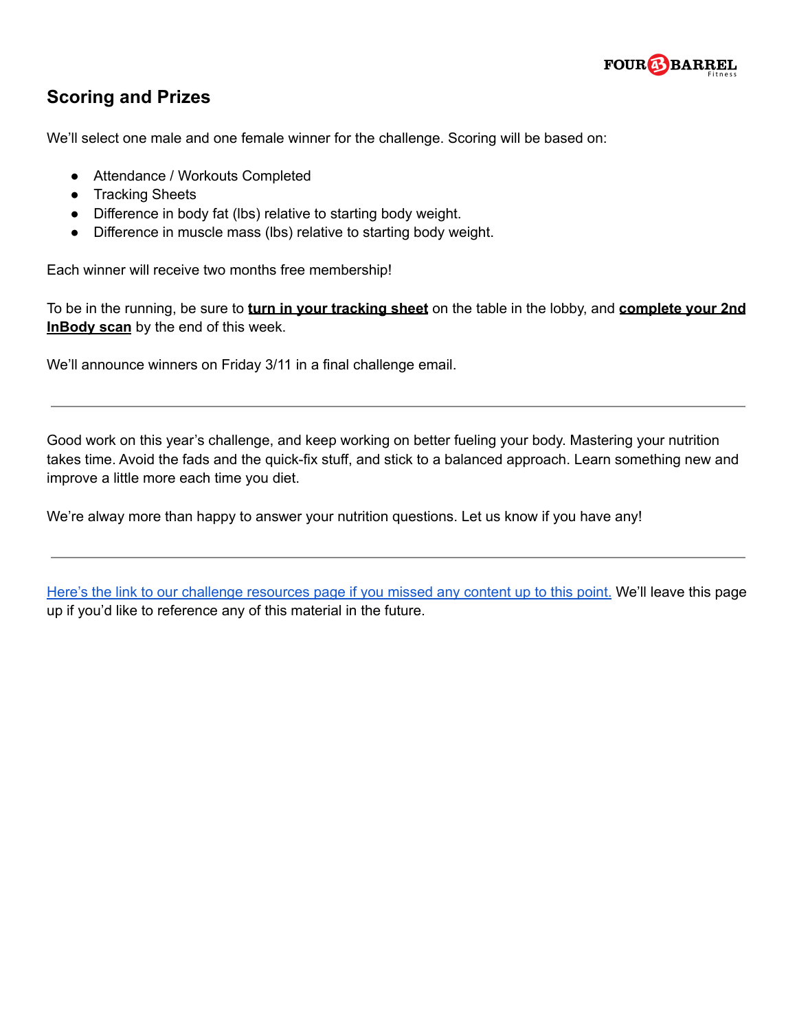## Scoring and Prizes

We'll select one male and one female winner for the challenge. Scoring will be based on:

- Attendance / Workouts Completed
- Tracking Sheets
- Difference in body fat (lbs) relative to starting body weight.
- Difference in muscle mass (lbs) relative to starting body weight.

Each winner will receive two months free membership!

To be in the running, be sure to **turn in your tracking sheet** on the table in the lobby, and **complete your 2nd InBody scan** by the end of this week.

We'll announce winners on Friday 3/11 in a final challenge email.

---

Good work on this year's challenge, and keep working on better fueling your body. Mastering your nutrition takes time. Avoid the fads and the quick-fix stuff, and stick to a balanced approach. Learn something new and improve a little more each time you diet.

We're alway more than happy to answer your nutrition questions. Let us know if you have any!

---

Here's the link to our challenge resources page if you missed any content up to this point. We'll leave this page up if you'd like to reference any of this material in the future.